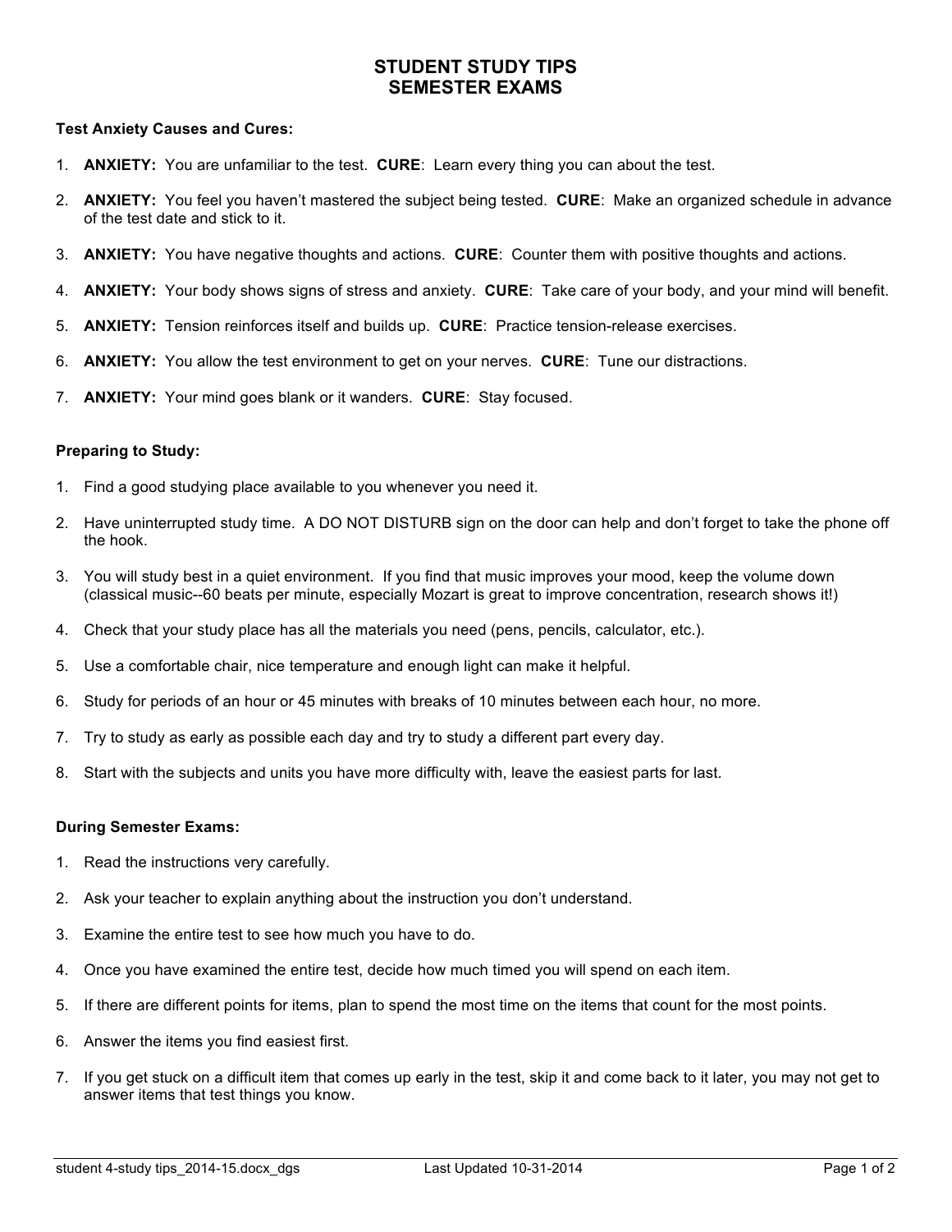# STUDENT STUDY TIPS
# SEMESTER EXAMS

**Test Anxiety Causes and Cures:**

1. **ANXIETY:** You are unfamiliar to the test. **CURE**: Learn every thing you can about the test.
2. **ANXIETY:** You feel you haven't mastered the subject being tested. **CURE**: Make an organized schedule in advance of the test date and stick to it.
3. **ANXIETY:** You have negative thoughts and actions. **CURE**: Counter them with positive thoughts and actions.
4. **ANXIETY:** Your body shows signs of stress and anxiety. **CURE**: Take care of your body, and your mind will benefit.
5. **ANXIETY:** Tension reinforces itself and builds up. **CURE**: Practice tension-release exercises.
6. **ANXIETY:** You allow the test environment to get on your nerves. **CURE**: Tune our distractions.
7. **ANXIETY:** Your mind goes blank or it wanders. **CURE**: Stay focused.

**Preparing to Study:**

1. Find a good studying place available to you whenever you need it.
2. Have uninterrupted study time. A DO NOT DISTURB sign on the door can help and don't forget to take the phone off the hook.
3. You will study best in a quiet environment. If you find that music improves your mood, keep the volume down (classical music--60 beats per minute, especially Mozart is great to improve concentration, research shows it!)
4. Check that your study place has all the materials you need (pens, pencils, calculator, etc.).
5. Use a comfortable chair, nice temperature and enough light can make it helpful.
6. Study for periods of an hour or 45 minutes with breaks of 10 minutes between each hour, no more.
7. Try to study as early as possible each day and try to study a different part every day.
8. Start with the subjects and units you have more difficulty with, leave the easiest parts for last.

**During Semester Exams:**

1. Read the instructions very carefully.
2. Ask your teacher to explain anything about the instruction you don't understand.
3. Examine the entire test to see how much you have to do.
4. Once you have examined the entire test, decide how much timed you will spend on each item.
5. If there are different points for items, plan to spend the most time on the items that count for the most points.
6. Answer the items you find easiest first.
7. If you get stuck on a difficult item that comes up early in the test, skip it and come back to it later, you may not get to answer items that test things you know.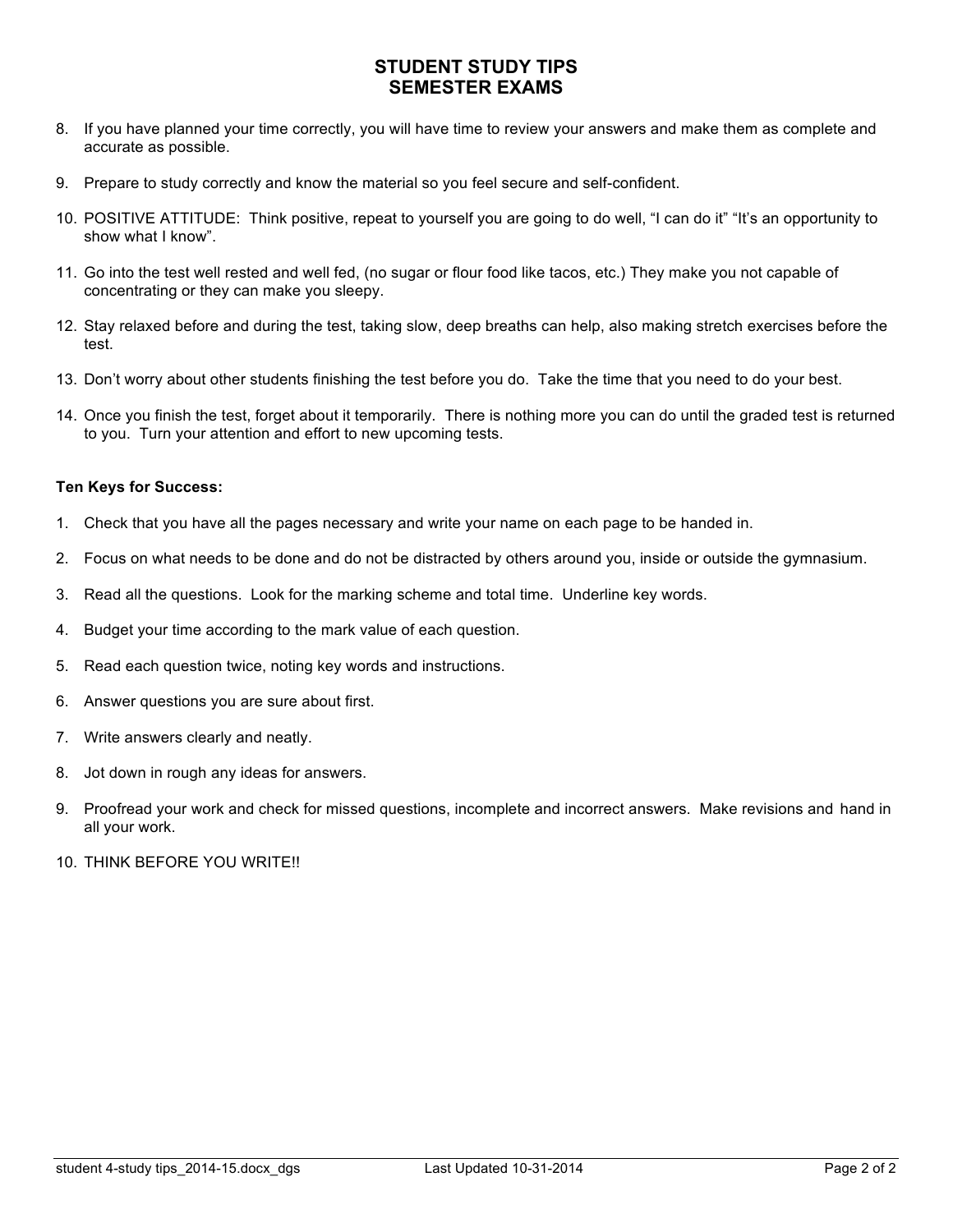# STUDENT STUDY TIPS
# SEMESTER EXAMS

8. If you have planned your time correctly, you will have time to review your answers and make them as complete and accurate as possible.

9. Prepare to study correctly and know the material so you feel secure and self-confident.

10. POSITIVE ATTITUDE: Think positive, repeat to yourself you are going to do well, "I can do it" "It's an opportunity to show what I know".

11. Go into the test well rested and well fed, (no sugar or flour food like tacos, etc.) They make you not capable of concentrating or they can make you sleepy.

12. Stay relaxed before and during the test, taking slow, deep breaths can help, also making stretch exercises before the test.

13. Don't worry about other students finishing the test before you do. Take the time that you need to do your best.

14. Once you finish the test, forget about it temporarily. There is nothing more you can do until the graded test is returned to you. Turn your attention and effort to new upcoming tests.

**Ten Keys for Success:**

1. Check that you have all the pages necessary and write your name on each page to be handed in.

2. Focus on what needs to be done and do not be distracted by others around you, inside or outside the gymnasium.

3. Read all the questions. Look for the marking scheme and total time. Underline key words.

4. Budget your time according to the mark value of each question.

5. Read each question twice, noting key words and instructions.

6. Answer questions you are sure about first.

7. Write answers clearly and neatly.

8. Jot down in rough any ideas for answers.

9. Proofread your work and check for missed questions, incomplete and incorrect answers. Make revisions and hand in all your work.

10. THINK BEFORE YOU WRITE!!